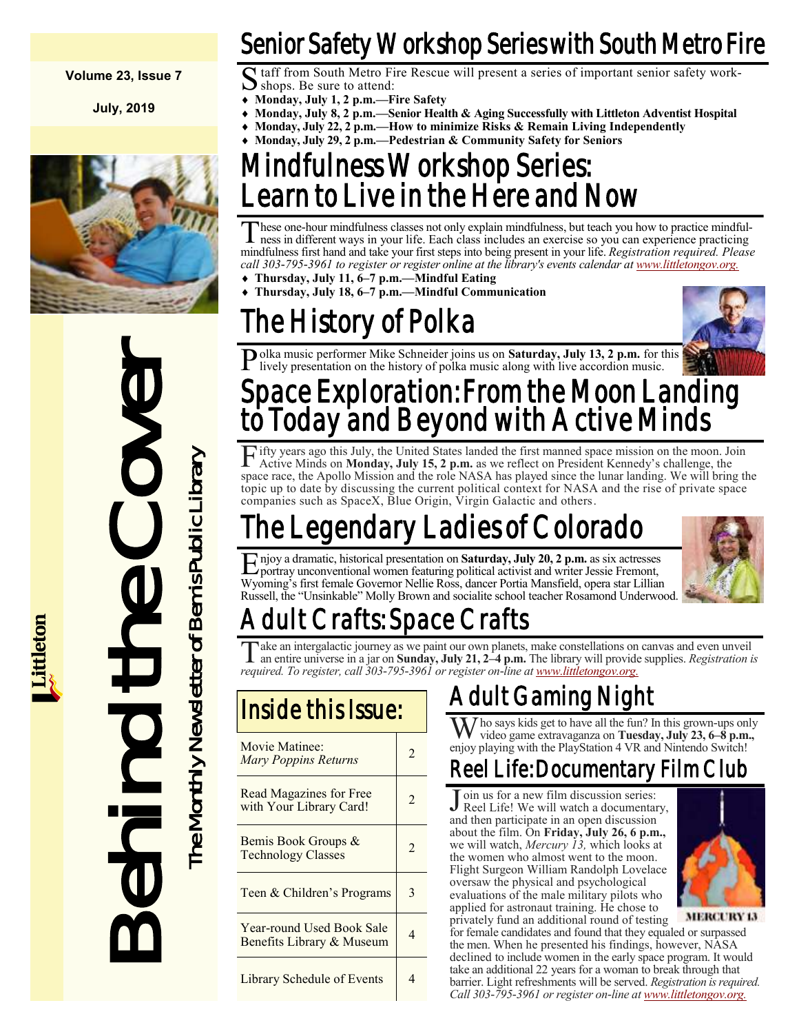Volume 23, Issue 7

July, 2019

Littleton

# Behind the Cover

The Monthly Newsletter of Bemis Public Library

## Senior Safety Workshop Series with South Metro Fire

Staff from South Metro Fire Rescue will present a series of important senior safety workshops. Be sure to attend:

- **Monday, July 1, 2 p.m.—Fire Safety**
- **Monday, July 8, 2 p.m.—Senior Health & Aging Successfully with Littleton Adventist Hospital**
- **Monday, July 22, 2 p.m.—How to minimize Risks & Remain Living Independently**
- **Monday, July 29, 2 p.m.—Pedestrian & Community Safety for Seniors**

## Mindfulness Workshop Series: Learn to Live in the Here and Now

These one-hour mindfulness classes not only explain mindfulness, but teach you how to practice mindfulness in different ways in your life. Each class includes an exercise so you can experience practicing mindfulness first hand and take your first steps into being present in your life. *Registration required. Please call 303-795-3961 to register or register online at the library's events calendar at www.littletongov.org.*

- **Thursday, July 11, 6–7 p.m.—Mindful Eating**
- **Thursday, July 18, 6–7 p.m.—Mindful Communication**

## The History of Polka

Polka music performer Mike Schneider joins us on **Saturday, July 13, 2 p.m.** for this lively presentation on the history of polka music along with live accordion music.

## Space Exploration: From the Moon Landing to Today and Beyond with Active Minds

Fifty years ago this July, the United States landed the first manned space mission on the moon. Join Active Minds on **Monday, July 15, 2 p.m.** as we reflect on President Kennedy's challenge, the space race, the Apollo Mission and the role NASA has played since the lunar landing. We will bring the topic up to date by discussing the current political context for NASA and the rise of private space companies such as SpaceX, Blue Origin, Virgin Galactic and others.

## The Legendary Ladies of Colorado

Enjoy a dramatic, historical presentation on **Saturday, July 20, 2 p.m.** as six actresses portray unconventional women featuring political activist and writer Jessie Fremont, Wyoming's first female Governor Nellie Ross, dancer Portia Mansfield, opera star Lillian Russell, the "Unsinkable" Molly Brown and socialite school teacher Rosamond Underwood.

## Adult Crafts: Space Crafts

Take an intergalactic journey as we paint our own planets, make constellations on canvas and even unveil an entire universe in a jar on **Sunday, July 21, 2–4 p.m.** The library will provide supplies. *Registration is required. To register, call 303-795-3961 or register on-line at www.littletongov.org.*

## Inside this Issue:

| | |
|---|---|
| Movie Matinee: *Mary Poppins Returns* | 2 |
| Read Magazines for Free with Your Library Card! | 2 |
| Bemis Book Groups & Technology Classes | 2 |
| Teen & Children's Programs | 3 |
| Year-round Used Book Sale Benefits Library & Museum | 4 |
| Library Schedule of Events | 4 |

## Adult Gaming Night

Who says kids get to have all the fun? In this grown-ups only video game extravaganza on **Tuesday, July 23, 6–8 p.m.,** enjoy playing with the PlayStation 4 VR and Nintendo Switch!

## Reel Life: Documentary Film Club

Join us for a new film discussion series: Reel Life! We will watch a documentary, and then participate in an open discussion about the film. On **Friday, July 26, 6 p.m.,** we will watch, *Mercury 13,* which looks at the women who almost went to the moon. Flight Surgeon William Randolph Lovelace oversaw the physical and psychological evaluations of the male military pilots who applied for astronaut training. He chose to privately fund an additional round of testing for female candidates and found that they equaled or surpassed the men. When he presented his findings, however, NASA declined to include women in the early space program. It would take an additional 22 years for a woman to break through that barrier. Light refreshments will be served. *Registration is required. Call 303-795-3961 or register on-line at www.littletongov.org.*

MERCURY 13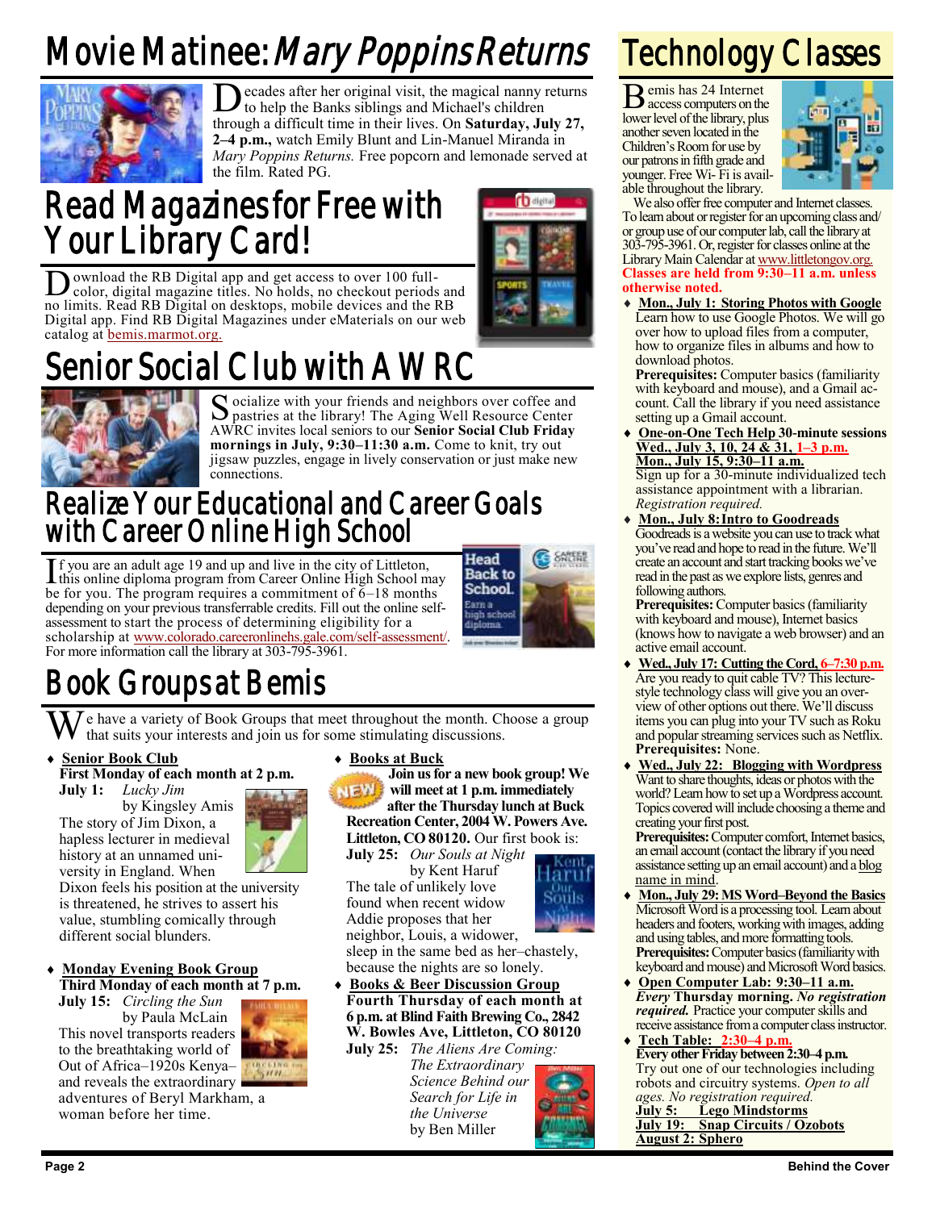# Movie Matinee: *Mary Poppins Returns*

Decades after her original visit, the magical nanny returns to help the Banks siblings and Michael's children through a difficult time in their lives. On **Saturday, July 27, 2–4 p.m.,** watch Emily Blunt and Lin-Manuel Miranda in *Mary Poppins Returns.* Free popcorn and lemonade served at the film. Rated PG.

# Read Magazines for Free with Your Library Card!

Download the RB Digital app and get access to over 100 full-color, digital magazine titles. No holds, no checkout periods and no limits. Read RB Digital on desktops, mobile devices and the RB Digital app. Find RB Digital Magazines under eMaterials on our web catalog at bemis.marmot.org.

# Senior Social Club with AWRC

Socialize with your friends and neighbors over coffee and pastries at the library! The Aging Well Resource Center AWRC invites local seniors to our **Senior Social Club Friday mornings in July, 9:30–11:30 a.m.** Come to knit, try out jigsaw puzzles, engage in lively conservation or just make new connections.

# Realize Your Educational and Career Goals with Career Online High School

If you are an adult age 19 and up and live in the city of Littleton, this online diploma program from Career Online High School may be for you. The program requires a commitment of 6–18 months depending on your previous transferrable credits. Fill out the online self-assessment to start the process of determining eligibility for a scholarship at www.colorado.careeronlinehs.gale.com/self-assessment/. For more information call the library at 303-795-3961.

# Book Groups at Bemis

We have a variety of Book Groups that meet throughout the month. Choose a group that suits your interests and join us for some stimulating discussions.

- **Senior Book Club**
  **First Monday of each month at 2 p.m.**
  **July 1:** *Lucky Jim*
  by Kingsley Amis
  The story of Jim Dixon, a hapless lecturer in medieval history at an unnamed university in England. When Dixon feels his position at the university is threatened, he strives to assert his value, stumbling comically through different social blunders.

- **Monday Evening Book Group**
  **Third Monday of each month at 7 p.m.**
  **July 15:** *Circling the Sun*
  by Paula McLain
  This novel transports readers to the breathtaking world of Out of Africa–1920s Kenya–and reveals the extraordinary adventures of Beryl Markham, a woman before her time.

- **Books at Buck**
  **NEW Join us for a new book group! We will meet at 1 p.m. immediately after the Thursday lunch at Buck Recreation Center, 2004 W. Powers Ave. Littleton, CO 80120.** Our first book is:
  **July 25:** *Our Souls at Night*
  by Kent Haruf
  The tale of unlikely love found when recent widow Addie proposes that her neighbor, Louis, a widower, sleep in the same bed as her–chastely, because the nights are so lonely.

- **Books & Beer Discussion Group**
  **Fourth Thursday of each month at 6 p.m. at Blind Faith Brewing Co., 2842 W. Bowles Ave, Littleton, CO 80120**
  **July 25:** *The Aliens Are Coming: The Extraordinary Science Behind our Search for Life in the Universe*
  by Ben Miller

# Technology Classes

Bemis has 24 Internet access computers on the lower level of the library, plus another seven located in the Children's Room for use by our patrons in fifth grade and younger. Free Wi- Fi is available throughout the library.

We also offer free computer and Internet classes. To learn about or register for an upcoming class and/or group use of our computer lab, call the library at 303-795-3961. Or, register for classes online at the Library Main Calendar at www.littletongov.org. **Classes are held from 9:30–11 a.m. unless otherwise noted.**

- **Mon., July 1: Storing Photos with Google**
  Learn how to use Google Photos. We will go over how to upload files from a computer, how to organize files in albums and how to download photos.
  **Prerequisites:** Computer basics (familiarity with keyboard and mouse), and a Gmail account. Call the library if you need assistance setting up a Gmail account.
- **One-on-One Tech Help 30-minute sessions**
  **Wed., July 3, 10, 24 & 31, 1–3 p.m.**
  **Mon., July 15, 9:30–11 a.m.**
  Sign up for a 30-minute individualized tech assistance appointment with a librarian. *Registration required.*
- **Mon., July 8: Intro to Goodreads**
  Goodreads is a website you can use to track what you've read and hope to read in the future. We'll create an account and start tracking books we've read in the past as we explore lists, genres and following authors.
  **Prerequisites:** Computer basics (familiarity with keyboard and mouse), Internet basics (knows how to navigate a web browser) and an active email account.
- **Wed., July 17: Cutting the Cord, 6–7:30 p.m.**
  Are you ready to quit cable TV? This lecture-style technology class will give you an overview of other options out there. We'll discuss items you can plug into your TV such as Roku and popular streaming services such as Netflix.
  **Prerequisites:** None.
- **Wed., July 22: Blogging with Wordpress**
  Want to share thoughts, ideas or photos with the world? Learn how to set up a Wordpress account. Topics covered will include choosing a theme and creating your first post.
  **Prerequisites:** Computer comfort, Internet basics, an email account (contact the library if you need assistance setting up an email account) and a blog name in mind.
- **Mon., July 29: MS Word–Beyond the Basics**
  Microsoft Word is a processing tool. Learn about headers and footers, working with images, adding and using tables, and more formatting tools.
  **Prerequisites:** Computer basics (familiarity with keyboard and mouse) and Microsoft Word basics.
- **Open Computer Lab: 9:30–11 a.m.**
  ***Every* Thursday morning.** ***No registration required.*** Practice your computer skills and receive assistance from a computer class instructor.
- **Tech Table: 2:30–4 p.m.**
  **Every other Friday between 2:30–4 p.m.**
  Try out one of our technologies including robots and circuitry systems. *Open to all ages. No registration required.*
  **July 5: Lego Mindstorms**
  **July 19: Snap Circuits / Ozobots**
  **August 2: Sphero**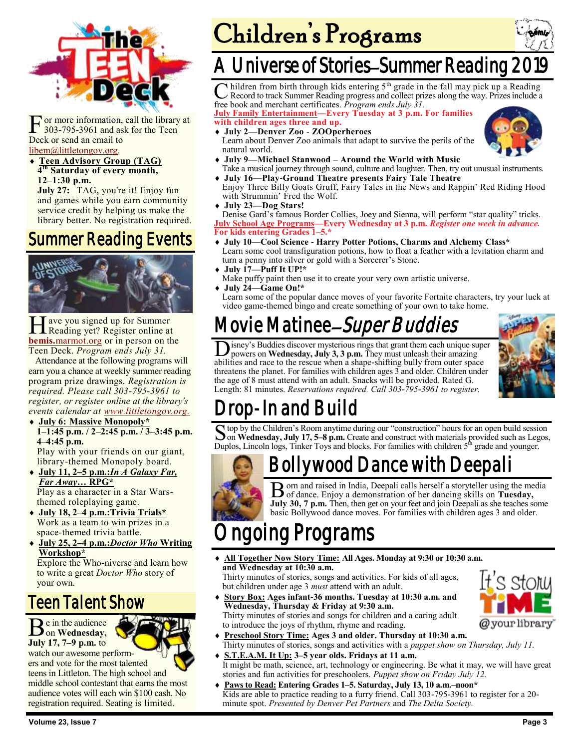# The Teen Deck

For more information, call the library at 303-795-3961 and ask for the Teen Deck or send an email to libem@littletongov.org.

- **Teen Advisory Group (TAG) 4th Saturday of every month, 12–1:30 p.m.**
  **July 27:** TAG, you're it! Enjoy fun and games while you earn community service credit by helping us make the library better. No registration required.

## Summer Reading Events

Have you signed up for Summer Reading yet? Register online at **bemis.**marmot.org or in person on the Teen Deck. *Program ends July 31.*

Attendance at the following programs will earn you a chance at weekly summer reading program prize drawings. *Registration is required. Please call 303-795-3961 to register, or register online at the library's events calendar at www.littletongov.org.*

- **July 6: Massive Monopoly\* 1–1:45 p.m. / 2–2:45 p.m. / 3–3:45 p.m. 4–4:45 p.m.**
  Play with your friends on our giant, library-themed Monopoly board.
- **July 11, 2–5 p.m.:*In A Galaxy Far, Far Away…* RPG\***
  Play as a character in a Star Wars-themed roleplaying game.
- **July 18, 2–4 p.m.:Trivia Trials\***
  Work as a team to win prizes in a space-themed trivia battle.
- **July 25, 2–4 p.m.:*Doctor Who* Writing Workshop\***
  Explore the Who-niverse and learn how to write a great *Doctor Who* story of your own.

## Teen Talent Show

Be in the audience on **Wednesday, July 17, 7–9 p.m.** to watch our awesome performers and vote for the most talented teens in Littleton. The high school and middle school contestant that earns the most audience votes will each win $100 cash. No registration required. Seating is limited.

# Children's Programs

## A Universe of Stories—Summer Reading 2019

Children from birth through kids entering 5th grade in the fall may pick up a Reading Record to track Summer Reading progress and collect prizes along the way. Prizes include a free book and merchant certificates. *Program ends July 31.*

**July Family Entertainment—Every Tuesday at 3 p.m. For families with children ages three and up.**

- **July 2—Denver Zoo - ZOOperheroes**
  Learn about Denver Zoo animals that adapt to survive the perils of the natural world.
- **July 9—Michael Stanwood – Around the World with Music**
  Take a musical journey through sound, culture and laughter. Then, try out unusual instruments.
- **July 16—Play-Ground Theatre presents Fairy Tale Theatre**
  Enjoy Three Billy Goats Gruff, Fairy Tales in the News and Rappin' Red Riding Hood with Strummin' Fred the Wolf.
- **July 23—Dog Stars!**
  Denise Gard's famous Border Collies, Joey and Sienna, will perform "star quality" tricks.

**July School Age Programs—Every Wednesday at 3 p.m. *Register one week in advance.* For kids entering Grades 1–5.\***

- **July 10—Cool Science - Harry Potter Potions, Charms and Alchemy Class\***
  Learn some cool transfiguration potions, how to float a feather with a levitation charm and turn a penny into silver or gold with a Sorcerer's Stone.
- **July 17—Puff It UP!\***
  Make puffy paint then use it to create your very own artistic universe.
- **July 24—Game On!\***
  Learn some of the popular dance moves of your favorite Fortnite characters, try your luck at video game-themed bingo and create something of your own to take home.

## Movie Matinee—*Super Buddies*

Disney's Buddies discover mysterious rings that grant them each unique super powers on **Wednesday, July 3, 3 p.m.** They must unleash their amazing abilities and race to the rescue when a shape-shifting bully from outer space threatens the planet. For families with children ages 3 and older. Children under the age of 8 must attend with an adult. Snacks will be provided. Rated G. Length: 81 minutes. *Reservations required. Call 303-795-3961 to register.*

## Drop-In and Build

Stop by the Children's Room anytime during our "construction" hours for an open build session on **Wednesday, July 17, 5–8 p.m.** Create and construct with materials provided such as Legos, Duplos, Lincoln logs, Tinker Toys and blocks. For families with children 5th grade and younger.

## Bollywood Dance with Deepali

Born and raised in India, Deepali calls herself a storyteller using the media of dance. Enjoy a demonstration of her dancing skills on **Tuesday, July 30, 7 p.m.** Then, then get on your feet and join Deepali as she teaches some basic Bollywood dance moves. For families with children ages 3 and older.

## Ongoing Programs

- **All Together Now Story Time: All Ages. Monday at 9:30 or 10:30 a.m. and Wednesday at 10:30 a.m.**
  Thirty minutes of stories, songs and activities. For kids of all ages, but children under age 3 *must* attend with an adult.
- **Story Box: Ages infant-36 months. Tuesday at 10:30 a.m. and Wednesday, Thursday & Friday at 9:30 a.m.**
  Thirty minutes of stories and songs for children and a caring adult to introduce the joys of rhythm, rhyme and reading.
- **Preschool Story Time: Ages 3 and older. Thursday at 10:30 a.m.**
  Thirty minutes of stories, songs and activities with a *puppet show on Thursday, July 11.*
- **S.T.E.A.M. It Up: 3–5 year olds. Fridays at 11 a.m.**
  It might be math, science, art, technology or engineering. Be what it may, we will have great stories and fun activities for preschoolers. *Puppet show on Friday July 12.*
- **Paws to Read: Entering Grades 1–5. Saturday, July 13, 10 a.m.–noon\***
  Kids are able to practice reading to a furry friend. Call 303-795-3961 to register for a 20-minute spot. *Presented by Denver Pet Partners* and *The Delta Society.*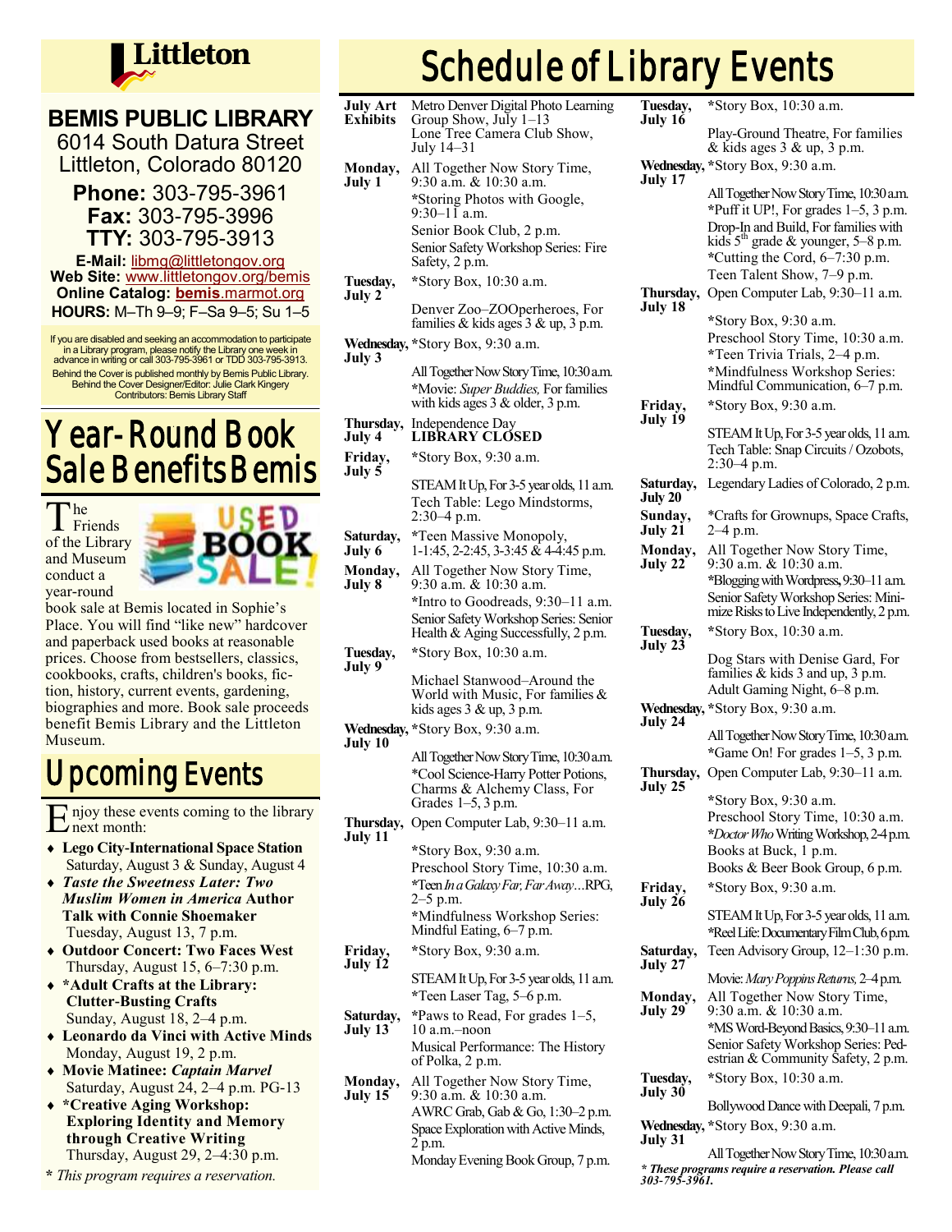Littleton

## BEMIS PUBLIC LIBRARY

6014 South Datura Street
Littleton, Colorado 80120

**Phone:** 303-795-3961
**Fax:** 303-795-3996
**TTY:** 303-795-3913

**E-Mail:** libmg@littletongov.org
**Web Site:** www.littletongov.org/bemis
**Online Catalog:** **bemis**.marmot.org
**HOURS:** M–Th 9–9; F–Sa 9–5; Su 1–5

If you are disabled and seeking an accommodation to participate in a Library program, please notify the Library one week in advance in writing or call 303-795-3961 or TDD 303-795-3913.
Behind the Cover is published monthly by Bemis Public Library.
Behind the Cover Designer/Editor: Julie Clark Kingery
Contributors: Bemis Library Staff

# Year-Round Book Sale Benefits Bemis

The Friends of the Library and Museum conduct a year-round book sale at Bemis located in Sophie's Place. You will find "like new" hardcover and paperback used books at reasonable prices. Choose from bestsellers, classics, cookbooks, crafts, children's books, fiction, history, current events, gardening, biographies and more. Book sale proceeds benefit Bemis Library and the Littleton Museum.

# Upcoming Events

Enjoy these events coming to the library next month:

- **Lego City-International Space Station** Saturday, August 3 & Sunday, August 4
- ***Taste the Sweetness Later: Two Muslim Women in America* Author Talk with Connie Shoemaker** Tuesday, August 13, 7 p.m.
- **Outdoor Concert: Two Faces West** Thursday, August 15, 6–7:30 p.m.
- ***Adult Crafts at the Library: Clutter-Busting Crafts** Sunday, August 18, 2–4 p.m.
- **Leonardo da Vinci with Active Minds** Monday, August 19, 2 p.m.
- **Movie Matinee: *Captain Marvel*** Saturday, August 24, 2–4 p.m. PG-13
- ***Creative Aging Workshop: Exploring Identity and Memory through Creative Writing** Thursday, August 29, 2–4:30 p.m.

*\* This program requires a reservation.*

# Schedule of Library Events

**July Art Exhibits**
Metro Denver Digital Photo Learning Group Show, July 1–13
Lone Tree Camera Club Show, July 14–31

**Monday, July 1**
All Together Now Story Time, 9:30 a.m. & 10:30 a.m.
*Storing Photos with Google, 9:30–11 a.m.
Senior Book Club, 2 p.m.
Senior Safety Workshop Series: Fire Safety, 2 p.m.

**Tuesday, July 2**
*Story Box, 10:30 a.m.
Denver Zoo–ZOOperheroes, For families & kids ages 3 & up, 3 p.m.

**Wednesday, July 3**
*Story Box, 9:30 a.m.
All Together Now Story Time, 10:30 a.m.
*Movie: *Super Buddies,* For families with kids ages 3 & older, 3 p.m.

**Thursday, July 4**
Independence Day
**LIBRARY CLOSED**

**Friday, July 5**
*Story Box, 9:30 a.m.
STEAM It Up, For 3-5 year olds, 11 a.m.
Tech Table: Lego Mindstorms, 2:30–4 p.m.

**Saturday, July 6**
*Teen Massive Monopoly, 1-1:45, 2-2:45, 3-3:45 & 4-4:45 p.m.

**Monday, July 8**
All Together Now Story Time, 9:30 a.m. & 10:30 a.m.
*Intro to Goodreads, 9:30–11 a.m.
Senior Safety Workshop Series: Senior Health & Aging Successfully, 2 p.m.

**Tuesday, July 9**
*Story Box, 10:30 a.m.
Michael Stanwood–Around the World with Music, For families & kids ages 3 & up, 3 p.m.

**Wednesday, July 10**
*Story Box, 9:30 a.m.
All Together Now Story Time, 10:30 a.m.
*Cool Science-Harry Potter Potions, Charms & Alchemy Class, For Grades 1–5, 3 p.m.

**Thursday, July 11**
Open Computer Lab, 9:30–11 a.m.
*Story Box, 9:30 a.m.
Preschool Story Time, 10:30 a.m.
*Teen *In a Galaxy Far, Far Away*…RPG, 2–5 p.m.
*Mindfulness Workshop Series: Mindful Eating, 6–7 p.m.

**Friday, July 12**
*Story Box, 9:30 a.m.
STEAM It Up, For 3-5 year olds, 11 a.m.
*Teen Laser Tag, 5–6 p.m.

**Saturday, July 13**
*Paws to Read, For grades 1–5, 10 a.m.–noon
Musical Performance: The History of Polka, 2 p.m.

**Monday, July 15**
All Together Now Story Time, 9:30 a.m. & 10:30 a.m.
AWRC Grab, Gab & Go, 1:30–2 p.m.
Space Exploration with Active Minds, 2 p.m.
Monday Evening Book Group, 7 p.m.

**Tuesday, July 16**
*Story Box, 10:30 a.m.
Play-Ground Theatre, For families & kids ages 3 & up, 3 p.m.

**Wednesday, July 17**
*Story Box, 9:30 a.m.
All Together Now Story Time, 10:30 a.m.
*Puff it UP!, For grades 1–5, 3 p.m.
Drop-In and Build, For families with kids 5th grade & younger, 5–8 p.m.
*Cutting the Cord, 6–7:30 p.m.
Teen Talent Show, 7–9 p.m.

**Thursday, July 18**
Open Computer Lab, 9:30–11 a.m.
*Story Box, 9:30 a.m.
Preschool Story Time, 10:30 a.m.
*Teen Trivia Trials, 2–4 p.m.
*Mindfulness Workshop Series: Mindful Communication, 6–7 p.m.

**Friday, July 19**
*Story Box, 9:30 a.m.
STEAM It Up, For 3-5 year olds, 11 a.m.
Tech Table: Snap Circuits / Ozobots, 2:30–4 p.m.

**Saturday, July 20**
Legendary Ladies of Colorado, 2 p.m.

**Sunday, July 21**
*Crafts for Grownups, Space Crafts, 2–4 p.m.

**Monday, July 22**
All Together Now Story Time, 9:30 a.m. & 10:30 a.m.
*Blogging with Wordpress, 9:30–11 a.m.
Senior Safety Workshop Series: Minimize Risks to Live Independently, 2 p.m.

**Tuesday, July 23**
*Story Box, 10:30 a.m.
Dog Stars with Denise Gard, For families & kids 3 and up, 3 p.m.
Adult Gaming Night, 6–8 p.m.

**Wednesday, July 24**
*Story Box, 9:30 a.m.
All Together Now Story Time, 10:30 a.m.
*Game On! For grades 1–5, 3 p.m.

**Thursday, July 25**
Open Computer Lab, 9:30–11 a.m.
*Story Box, 9:30 a.m.
Preschool Story Time, 10:30 a.m.
**Doctor Who* Writing Workshop, 2-4 p.m.
Books at Buck, 1 p.m.
Books & Beer Book Group, 6 p.m.

**Friday, July 26**
*Story Box, 9:30 a.m.
STEAM It Up, For 3-5 year olds, 11 a.m.
*Reel Life: Documentary Film Club, 6 p.m.

**Saturday, July 27**
Teen Advisory Group, 12–1:30 p.m.
Movie: *Mary Poppins Returns,* 2–4 p.m.

**Monday, July 29**
All Together Now Story Time, 9:30 a.m. & 10:30 a.m.
*MS Word-Beyond Basics, 9:30–11 a.m.
Senior Safety Workshop Series: Pedestrian & Community Safety, 2 p.m.

**Tuesday, July 30**
*Story Box, 10:30 a.m.
Bollywood Dance with Deepali, 7 p.m.

**Wednesday, July 31**
*Story Box, 9:30 a.m.
All Together Now Story Time, 10:30 a.m.

***\* These programs require a reservation. Please call 303-795-3961.***